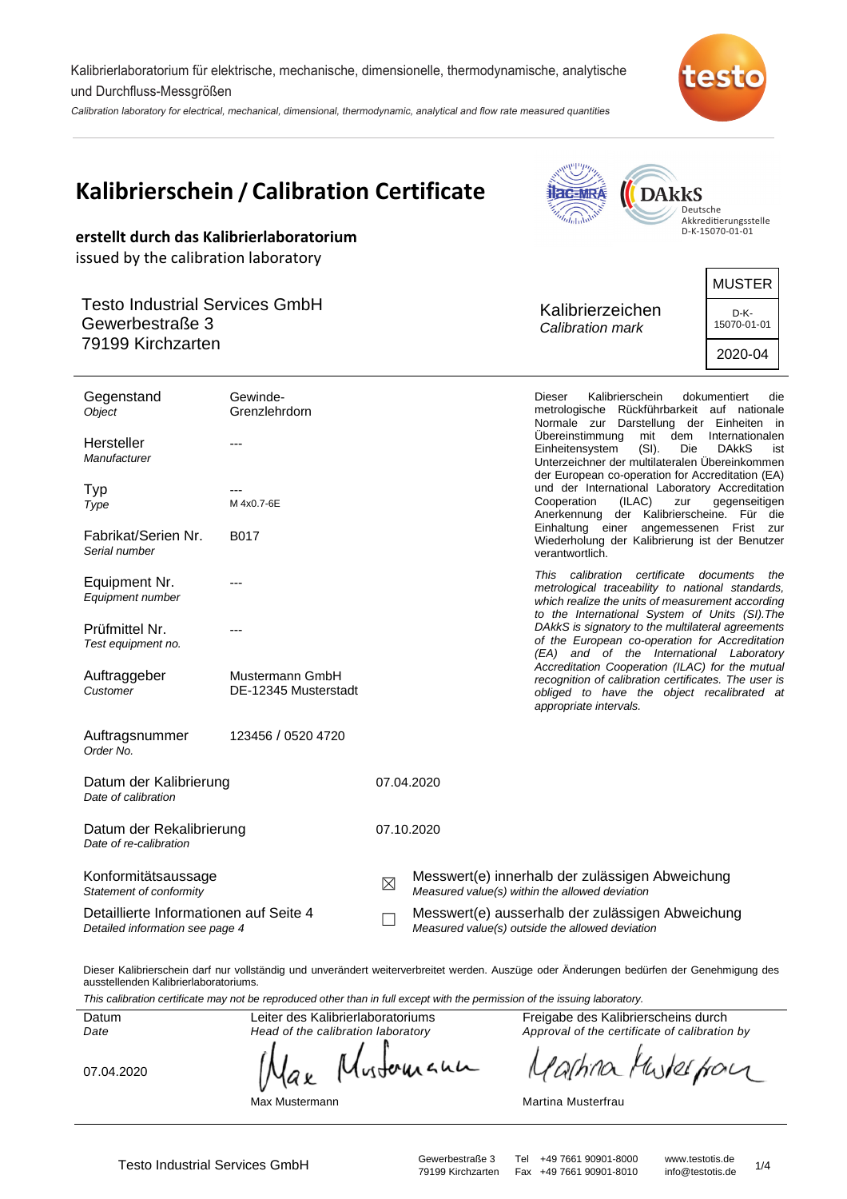Kalibrierlaboratorium für elektrische, mechanische, dimensionelle, thermodynamische, analytische und Durchfluss-Messgrößen

*Calibration laboratory for electrical, mechanical, dimensional, thermodynamic, analytical and flow rate measured quantities*

# Kalibrierschein / Calibration Certificate

Deutsche Akkreditierungsstelle D-K-15070-01-01

**erstellt durch das Kalibrierlaboratorium**
issued by the calibration laboratory

Testo Industrial Services GmbH
Gewerbestraße 3
79199 Kirchzarten

Kalibrierzeichen
*Calibration mark*

| MUSTER |
|---|
| D-K-15070-01-01 |
| 2020-04 |

| | |
|---|---|
| Gegenstand *Object* | Gewinde-Grenzlehrdorn |
| Hersteller *Manufacturer* | --- |
| Typ *Type* | --- M 4x0.7-6E |
| Fabrikat/Serien Nr. *Serial number* | B017 |
| Equipment Nr. *Equipment number* | --- |
| Prüfmittel Nr. *Test equipment no.* | --- |
| Auftraggeber *Customer* | Mustermann GmbH DE-12345 Musterstadt |
| Auftragsnummer *Order No.* | 123456 / 0520 4720 |
| Datum der Kalibrierung *Date of calibration* | 07.04.2020 |
| Datum der Rekalibrierung *Date of re-calibration* | 07.10.2020 |

Dieser Kalibrierschein dokumentiert die metrologische Rückführbarkeit auf nationale Normale zur Darstellung der Einheiten in Übereinstimmung mit dem Internationalen Einheitensystem (SI). Die DAkkS ist Unterzeichner der multilateralen Übereinkommen der European co-operation for Accreditation (EA) und der International Laboratory Accreditation Cooperation (ILAC) zur gegenseitigen Anerkennung der Kalibrierscheine. Für die Einhaltung einer angemessenen Frist zur Wiederholung der Kalibrierung ist der Benutzer verantwortlich.

*This calibration certificate documents the metrological traceability to national standards, which realize the units of measurement according to the International System of Units (SI).The DAkkS is signatory to the multilateral agreements of the European co-operation for Accreditation (EA) and of the International Laboratory Accreditation Cooperation (ILAC) for the mutual recognition of calibration certificates. The user is obliged to have the object recalibrated at appropriate intervals.*

Konformitätsaussage
*Statement of conformity*

Detaillierte Informationen auf Seite 4
*Detailed information see page 4*

- ☒ Messwert(e) innerhalb der zulässigen Abweichung
  *Measured value(s) within the allowed deviation*
- ☐ Messwert(e) ausserhalb der zulässigen Abweichung
  *Measured value(s) outside the allowed deviation*

Dieser Kalibrierschein darf nur vollständig und unverändert weiterverbreitet werden. Auszüge oder Änderungen bedürfen der Genehmigung des ausstellenden Kalibrierlaboratoriums.

*This calibration certificate may not be reproduced other than in full except with the permission of the issuing laboratory.*

| Datum *Date* | Leiter des Kalibrierlaboratoriums *Head of the calibration laboratory* | Freigabe des Kalibrierscheins durch *Approval of the certificate of calibration by* |
|---|---|---|
| 07.04.2020 | Max Mustermann | Martina Musterfrau |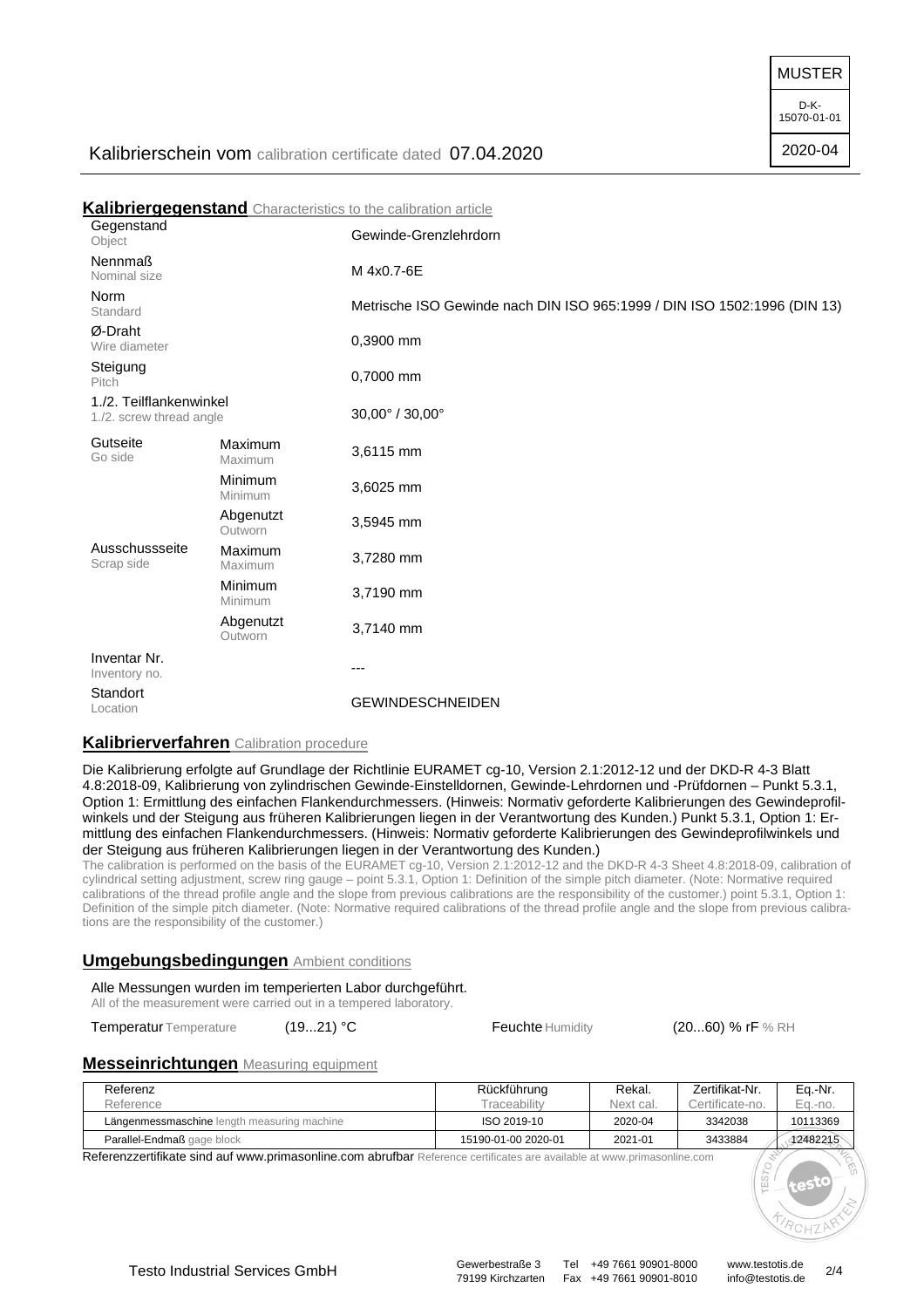MUSTER

D-K-15070-01-01

2020-04

Kalibrierschein vom calibration certificate dated 07.04.2020

## Kalibriergegenstand Characteristics to the calibration article

| | | |
|---|---|---|
| Gegenstand Object | | Gewinde-Grenzlehrdorn |
| Nennmaß Nominal size | | M 4x0.7-6E |
| Norm Standard | | Metrische ISO Gewinde nach DIN ISO 965:1999 / DIN ISO 1502:1996 (DIN 13) |
| Ø-Draht Wire diameter | | 0,3900 mm |
| Steigung Pitch | | 0,7000 mm |
| 1./2. Teilflankenwinkel 1./2. screw thread angle | | 30,00° / 30,00° |
| Gutseite Go side | Maximum Maximum | 3,6115 mm |
| | Minimum Minimum | 3,6025 mm |
| | Abgenutzt Outworn | 3,5945 mm |
| Ausschussseite Scrap side | Maximum Maximum | 3,7280 mm |
| | Minimum Minimum | 3,7190 mm |
| | Abgenutzt Outworn | 3,7140 mm |
| Inventar Nr. Inventory no. | | --- |
| Standort Location | | GEWINDESCHNEIDEN |

## Kalibrierverfahren Calibration procedure

Die Kalibrierung erfolgte auf Grundlage der Richtlinie EURAMET cg-10, Version 2.1:2012-12 und der DKD-R 4-3 Blatt 4.8:2018-09, Kalibrierung von zylindrischen Gewinde-Einstelldornen, Gewinde-Lehrdornen und -Prüfdornen – Punkt 5.3.1, Option 1: Ermittlung des einfachen Flankendurchmessers. (Hinweis: Normativ geforderte Kalibrierungen des Gewindeprofilwinkels und der Steigung aus früheren Kalibrierungen liegen in der Verantwortung des Kunden.) Punkt 5.3.1, Option 1: Ermittlung des einfachen Flankendurchmessers. (Hinweis: Normativ geforderte Kalibrierungen des Gewindeprofilwinkels und der Steigung aus früheren Kalibrierungen liegen in der Verantwortung des Kunden.)

The calibration is performed on the basis of the EURAMET cg-10, Version 2.1:2012-12 and the DKD-R 4-3 Sheet 4.8:2018-09, calibration of cylindrical setting adjustment, screw ring gauge – point 5.3.1, Option 1: Definition of the simple pitch diameter. (Note: Normative required calibrations of the thread profile angle and the slope from previous calibrations are the responsibility of the customer.) point 5.3.1, Option 1: Definition of the simple pitch diameter. (Note: Normative required calibrations of the thread profile angle and the slope from previous calibrations are the responsibility of the customer.)

## Umgebungsbedingungen Ambient conditions

Alle Messungen wurden im temperierten Labor durchgeführt.
All of the measurement were carried out in a tempered laboratory.

Temperatur Temperature (19...21) °C    Feuchte Humidity (20...60) % rF % RH

## Messeinrichtungen Measuring equipment

| Referenz Reference | Rückführung Traceability | Rekal. Next cal. | Zertifikat-Nr. Certificate-no. | Eq.-Nr. Eq.-no. |
|---|---|---|---|---|
| Längenmessmaschine length measuring machine | ISO 2019-10 | 2020-04 | 3342038 | 10113369 |
| Parallel-Endmaß gage block | 15190-01-00 2020-01 | 2021-01 | 3433884 | 12482215 |

Referenzzertifikate sind auf www.primasonline.com abrufbar Reference certificates are available at www.primasonline.com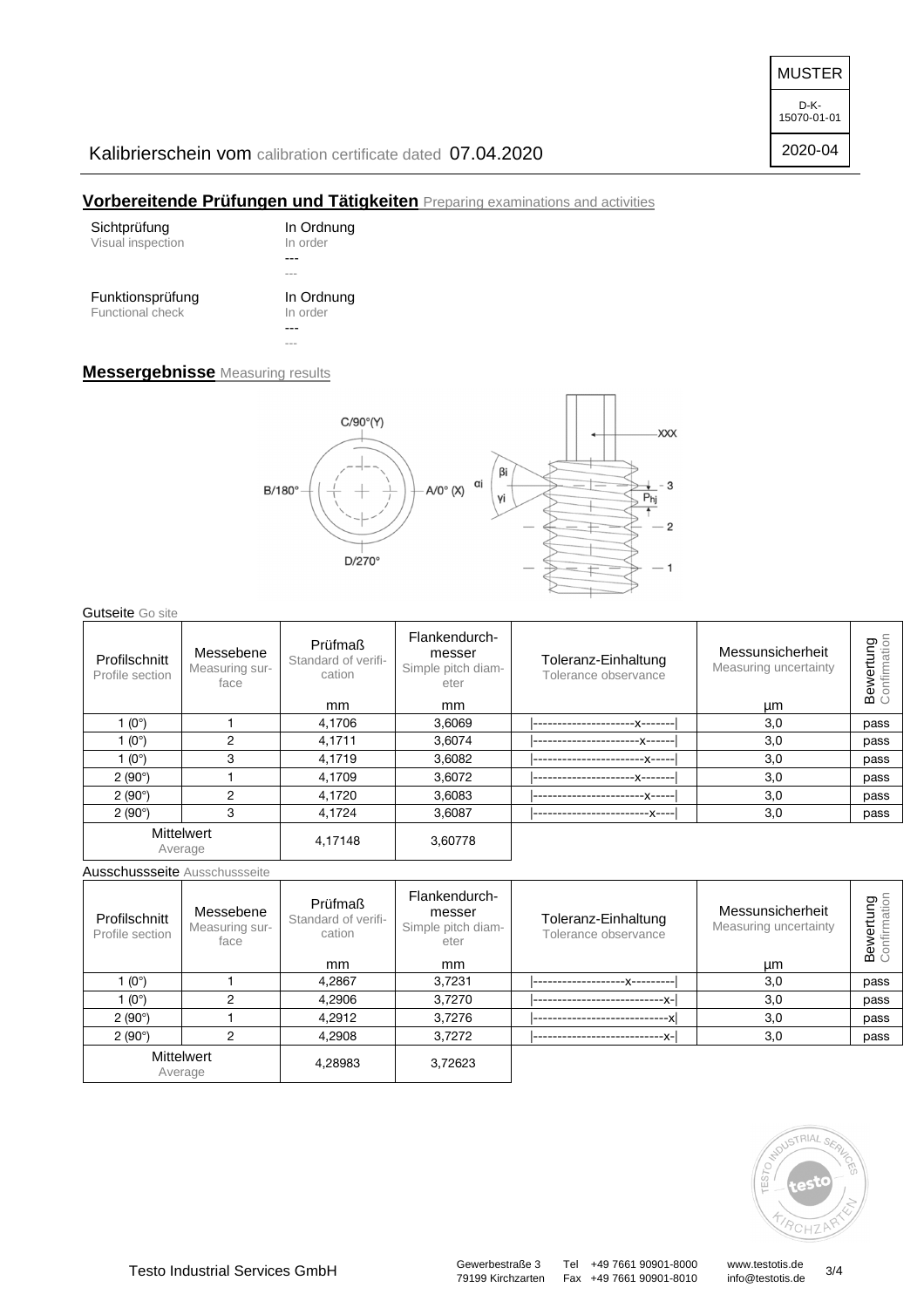MUSTER

D-K-15070-01-01

2020-04

Kalibrierschein vom calibration certificate dated 07.04.2020

## Vorbereitende Prüfungen und Tätigkeiten Preparing examinations and activities

Sichtprüfung
Visual inspection

In Ordnung
In order
---
---

Funktionsprüfung
Functional check

In Ordnung
In order
---
---

## Messergebnisse Measuring results

Gutseite Go site

| Profilschnitt Profile section | Messebene Measuring surface | Prüfmaß Standard of verification mm | Flankendurchmesser Simple pitch diameter mm | Toleranz-Einhaltung Tolerance observance | Messunsicherheit Measuring uncertainty µm | Bewertung Confirmation |
|---|---|---|---|---|---|---|
| 1 (0°) | 1 | 4,1706 | 3,6069 | \|---------------------x-------\| | 3,0 | pass |
| 1 (0°) | 2 | 4,1711 | 3,6074 | \|----------------------x------\| | 3,0 | pass |
| 1 (0°) | 3 | 4,1719 | 3,6082 | \|-----------------------x-----\| | 3,0 | pass |
| 2 (90°) | 1 | 4,1709 | 3,6072 | \|---------------------x-------\| | 3,0 | pass |
| 2 (90°) | 2 | 4,1720 | 3,6083 | \|-----------------------x-----\| | 3,0 | pass |
| 2 (90°) | 3 | 4,1724 | 3,6087 | \|------------------------x----\| | 3,0 | pass |
| Mittelwert Average | | 4,17148 | 3,60778 | | | |

Ausschussseite Ausschussseite

| Profilschnitt Profile section | Messebene Measuring surface | Prüfmaß Standard of verification mm | Flankendurchmesser Simple pitch diameter mm | Toleranz-Einhaltung Tolerance observance | Messunsicherheit Measuring uncertainty µm | Bewertung Confirmation |
|---|---|---|---|---|---|---|
| 1 (0°) | 1 | 4,2867 | 3,7231 | \|-------------------x---------\| | 3,0 | pass |
| 1 (0°) | 2 | 4,2906 | 3,7270 | \|---------------------------x-\| | 3,0 | pass |
| 2 (90°) | 1 | 4,2912 | 3,7276 | \|----------------------------x\| | 3,0 | pass |
| 2 (90°) | 2 | 4,2908 | 3,7272 | \|---------------------------x-\| | 3,0 | pass |
| Mittelwert Average | | 4,28983 | 3,72623 | | | |

Testo Industrial Services GmbH

Gewerbestraße 3, 79199 Kirchzarten
Tel +49 7661 90901-8000
Fax +49 7661 90901-8010
www.testotis.de
info@testotis.de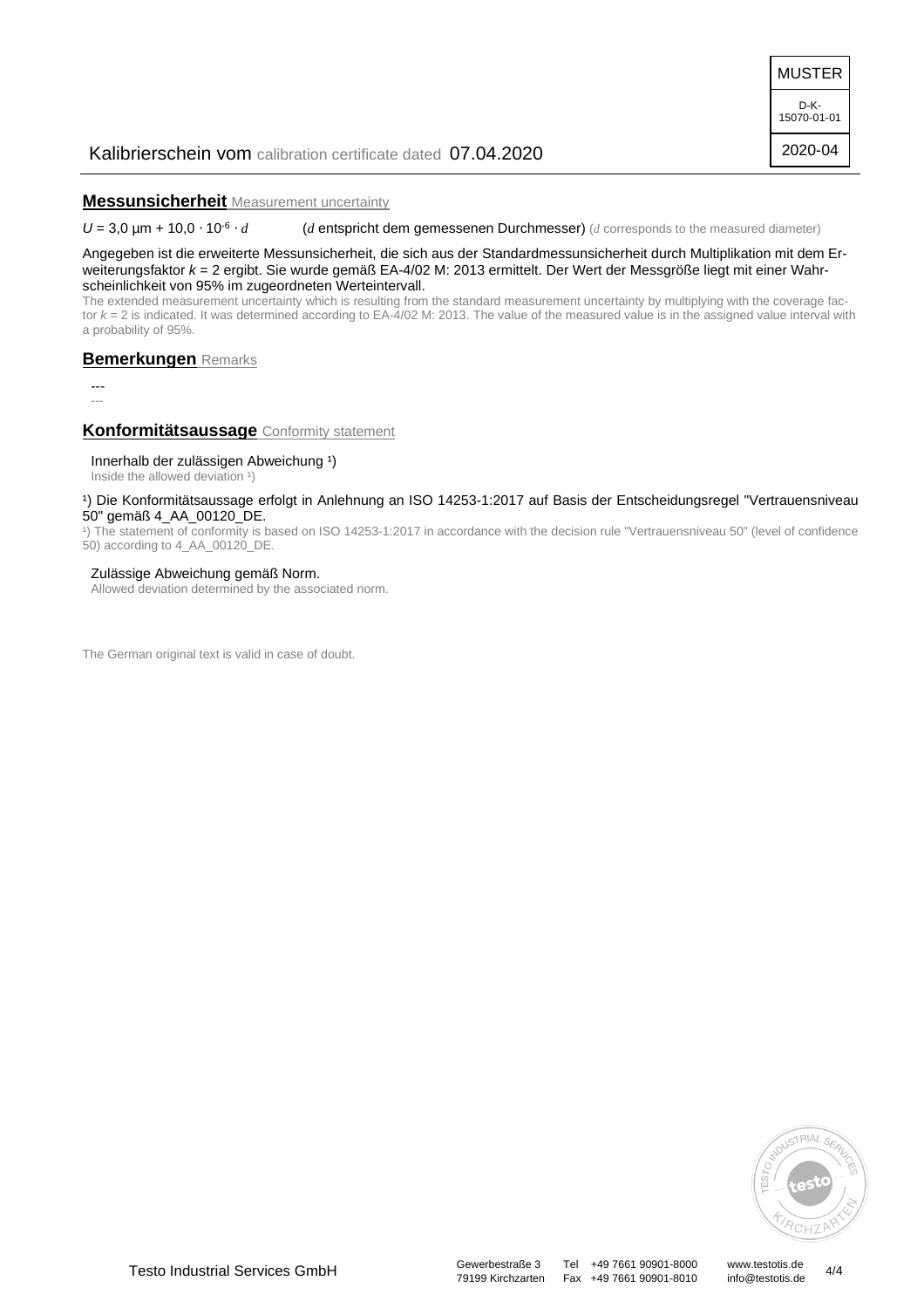MUSTER

D-K-15070-01-01

2020-04

Kalibrierschein vom calibration certificate dated 07.04.2020

## Messunsicherheit Measurement uncertainty

$U$ = 3,0 µm + 10,0 · $10^{-6}$ · $d$ ($d$ entspricht dem gemessenen Durchmesser) ($d$ corresponds to the measured diameter)

Angegeben ist die erweiterte Messunsicherheit, die sich aus der Standardmessunsicherheit durch Multiplikation mit dem Erweiterungsfaktor $k$ = 2 ergibt. Sie wurde gemäß EA-4/02 M: 2013 ermittelt. Der Wert der Messgröße liegt mit einer Wahrscheinlichkeit von 95% im zugeordneten Werteintervall.

The extended measurement uncertainty which is resulting from the standard measurement uncertainty by multiplying with the coverage factor $k$ = 2 is indicated. It was determined according to EA-4/02 M: 2013. The value of the measured value is in the assigned value interval with a probability of 95%.

## Bemerkungen Remarks

---

---

## Konformitätsaussage Conformity statement

Innerhalb der zulässigen Abweichung [1])

Inside the allowed deviation [1])

[1]) Die Konformitätsaussage erfolgt in Anlehnung an ISO 14253-1:2017 auf Basis der Entscheidungsregel "Vertrauensniveau 50" gemäß 4_AA_00120_DE.

[1]) The statement of conformity is based on ISO 14253-1:2017 in accordance with the decision rule "Vertrauensniveau 50" (level of confidence 50) according to 4_AA_00120_DE.

Zulässige Abweichung gemäß Norm.

Allowed deviation determined by the associated norm.

The German original text is valid in case of doubt.

Testo Industrial Services GmbH

Gewerbestraße 3
79199 Kirchzarten

Tel +49 7661 90901-8000
Fax +49 7661 90901-8010

www.testotis.de
info@testotis.de